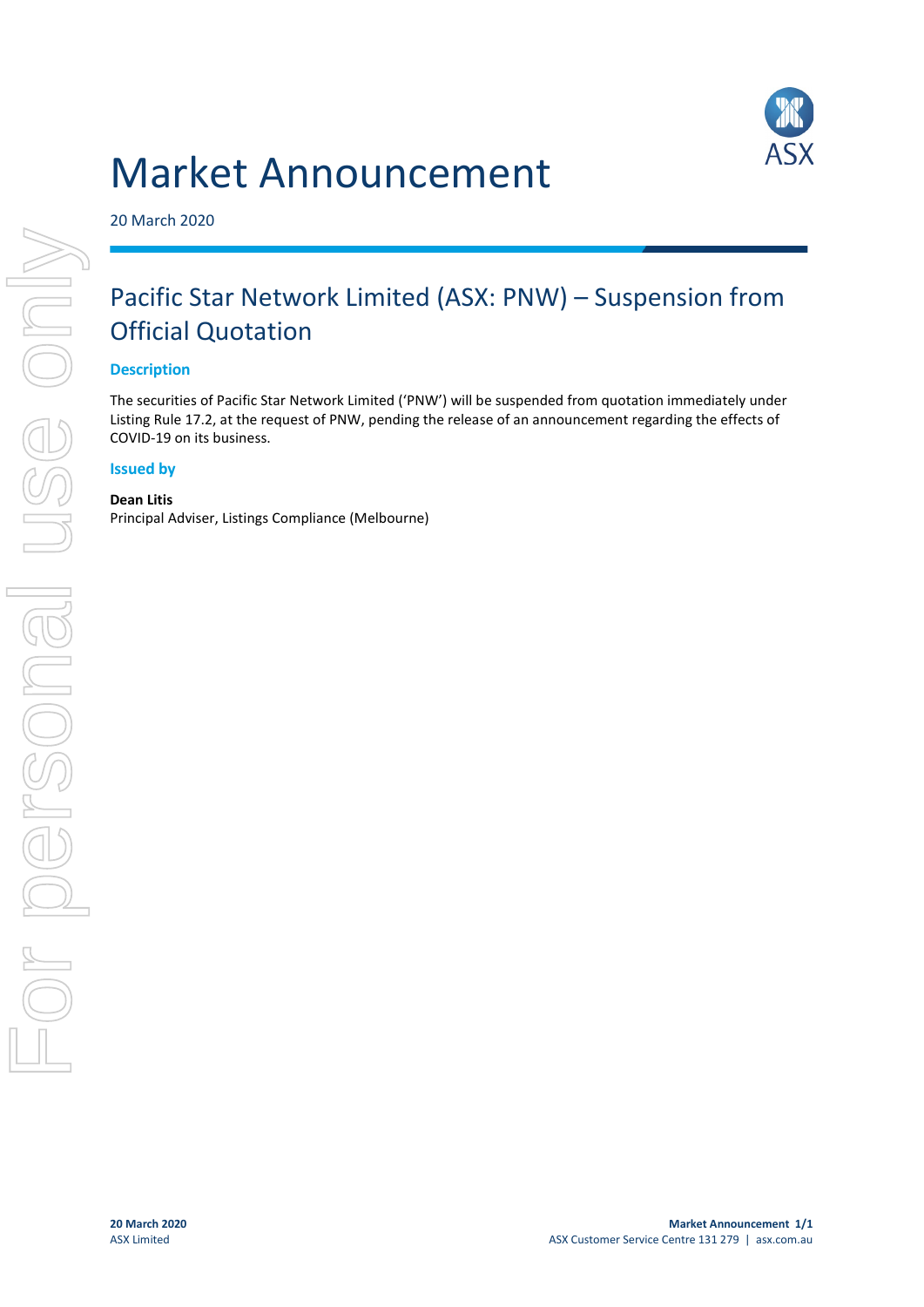# Market Announcement

20 March 2020

## Pacific Star Network Limited (ASX: PNW) – Suspension from Official Quotation

### Description

The securities of Pacific Star Network Limited ('PNW') will be suspended from quotation immediately under Listing Rule 17.2, at the request of PNW, pending the release of an announcement regarding the effects of COVID-19 on its business.

### Issued by

**Dean Litis**
Principal Adviser, Listings Compliance (Melbourne)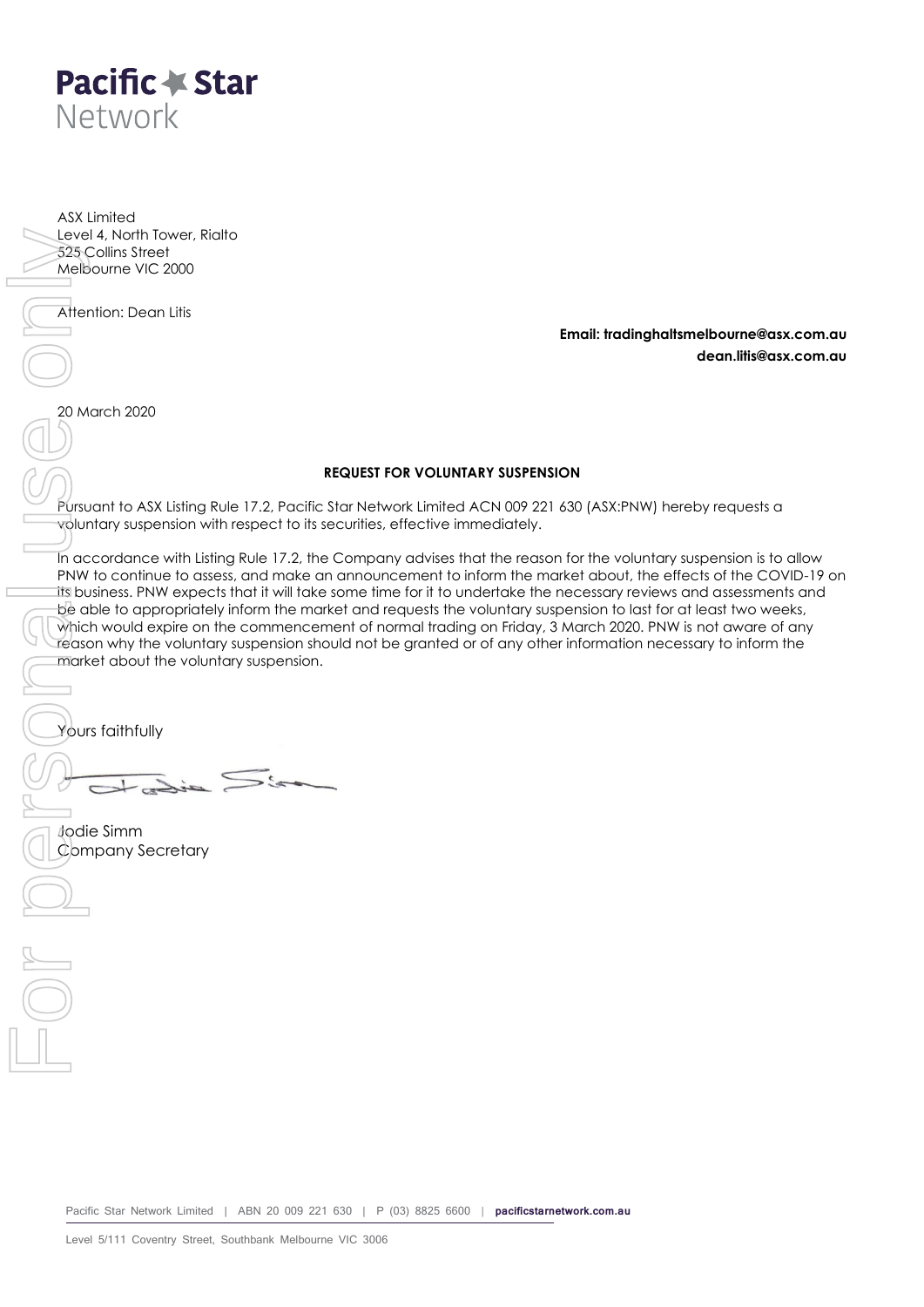Pacific Star Network

ASX Limited
Level 4, North Tower, Rialto
525 Collins Street
Melbourne VIC 2000

Attention: Dean Litis

**Email: tradinghaltsmelbourne@asx.com.au**
**dean.litis@asx.com.au**

20 March 2020

**REQUEST FOR VOLUNTARY SUSPENSION**

Pursuant to ASX Listing Rule 17.2, Pacific Star Network Limited ACN 009 221 630 (ASX:PNW) hereby requests a voluntary suspension with respect to its securities, effective immediately.

In accordance with Listing Rule 17.2, the Company advises that the reason for the voluntary suspension is to allow PNW to continue to assess, and make an announcement to inform the market about, the effects of the COVID-19 on its business. PNW expects that it will take some time for it to undertake the necessary reviews and assessments and be able to appropriately inform the market and requests the voluntary suspension to last for at least two weeks, which would expire on the commencement of normal trading on Friday, 3 March 2020. PNW is not aware of any reason why the voluntary suspension should not be granted or of any other information necessary to inform the market about the voluntary suspension.

Yours faithfully

Jodie Simm
Company Secretary

Pacific Star Network Limited | ABN 20 009 221 630 | P (03) 8825 6600 | **pacificstarnetwork.com.au**

Level 5/111 Coventry Street, Southbank Melbourne VIC 3006